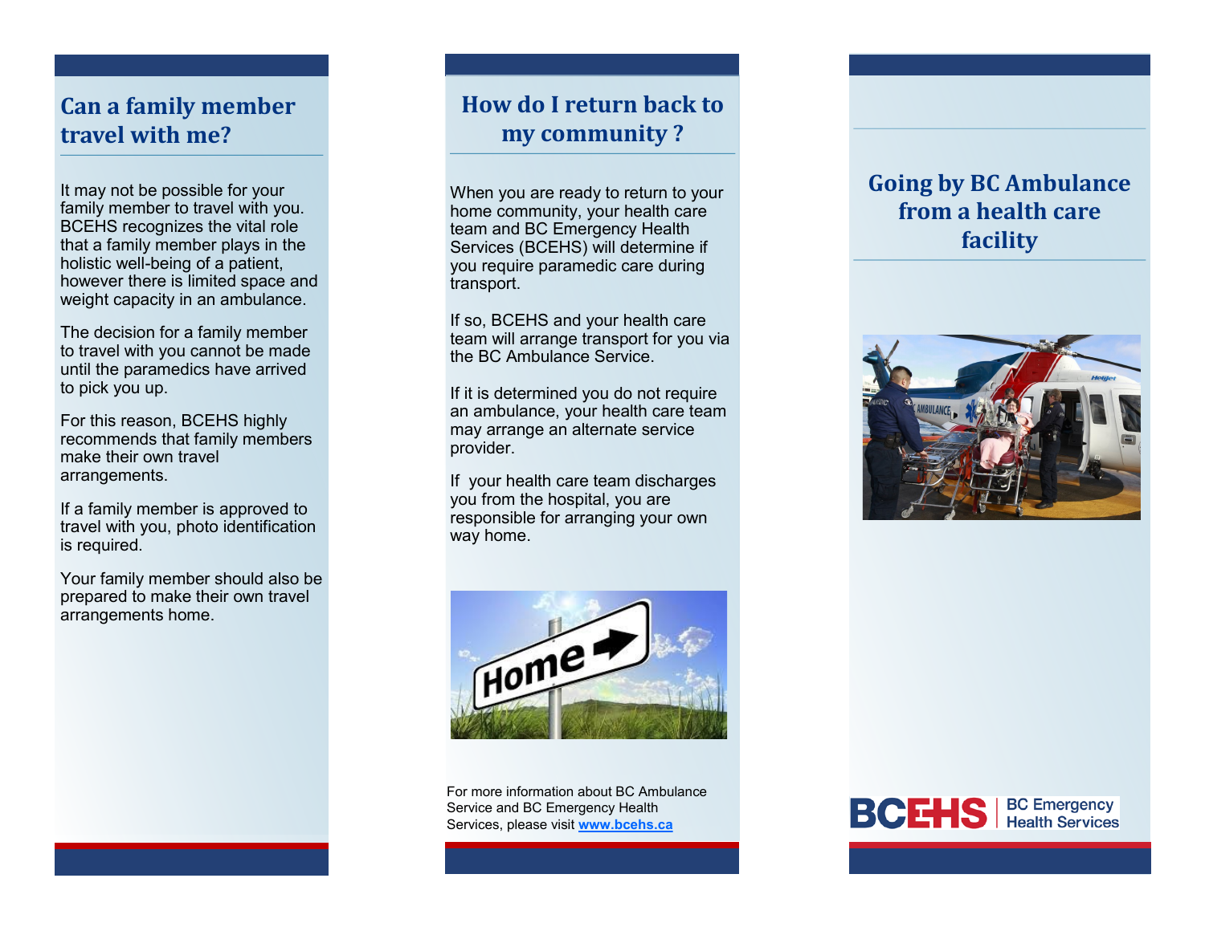## Can a family member travel with me?

It may not be possible for your family member to travel with you. BCEHS recognizes the vital role that a family member plays in the holistic well-being of a patient, however there is limited space and weight capacity in an ambulance.

The decision for a family member to travel with you cannot be made until the paramedics have arrived to pick you up.

For this reason, BCEHS highly recommends that family members make their own travel arrangements.

If a family member is approved to travel with you, photo identification is required.

Your family member should also be prepared to make their own travel arrangements home.

## How do I return back to my community ?

When you are ready to return to your home community, your health care team and BC Emergency Health Services (BCEHS) will determine if you require paramedic care during transport.

If so, BCEHS and your health care team will arrange transport for you via the BC Ambulance Service.

If it is determined you do not require an ambulance, your health care team may arrange an alternate service provider.

If your health care team discharges you from the hospital, you are responsible for arranging your own way home.

For more information about BC Ambulance Service and BC Emergency Health Services, please visit **www.bcehs.ca**

# Going by BC Ambulance from a health care facility

BCEHS | BC Emergency Health Services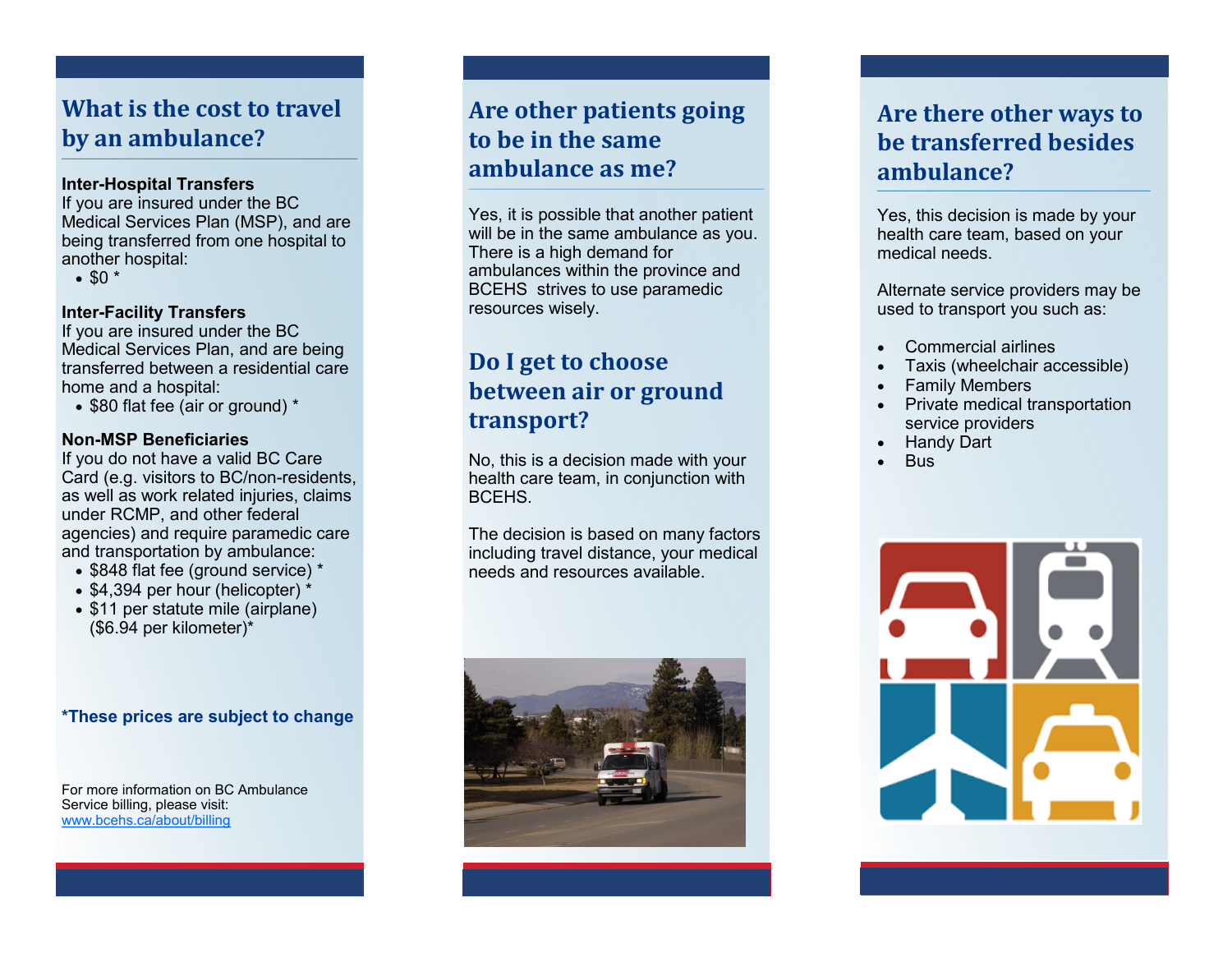## What is the cost to travel by an ambulance?

**Inter-Hospital Transfers**
If you are insured under the BC Medical Services Plan (MSP), and are being transferred from one hospital to another hospital:

- $0 *

**Inter-Facility Transfers**
If you are insured under the BC Medical Services Plan, and are being transferred between a residential care home and a hospital:

- $80 flat fee (air or ground) *

**Non-MSP Beneficiaries**
If you do not have a valid BC Care Card (e.g. visitors to BC/non-residents, as well as work related injuries, claims under RCMP, and other federal agencies) and require paramedic care and transportation by ambulance:

- $848 flat fee (ground service) *
- $4,394 per hour (helicopter) *
- $11 per statute mile (airplane) ($6.94 per kilometer)*

***These prices are subject to change**

For more information on BC Ambulance Service billing, please visit: www.bcehs.ca/about/billing

## Are other patients going to be in the same ambulance as me?

Yes, it is possible that another patient will be in the same ambulance as you. There is a high demand for ambulances within the province and BCEHS strives to use paramedic resources wisely.

## Do I get to choose between air or ground transport?

No, this is a decision made with your health care team, in conjunction with BCEHS.

The decision is based on many factors including travel distance, your medical needs and resources available.

## Are there other ways to be transferred besides ambulance?

Yes, this decision is made by your health care team, based on your medical needs.

Alternate service providers may be used to transport you such as:

- Commercial airlines
- Taxis (wheelchair accessible)
- Family Members
- Private medical transportation service providers
- Handy Dart
- Bus